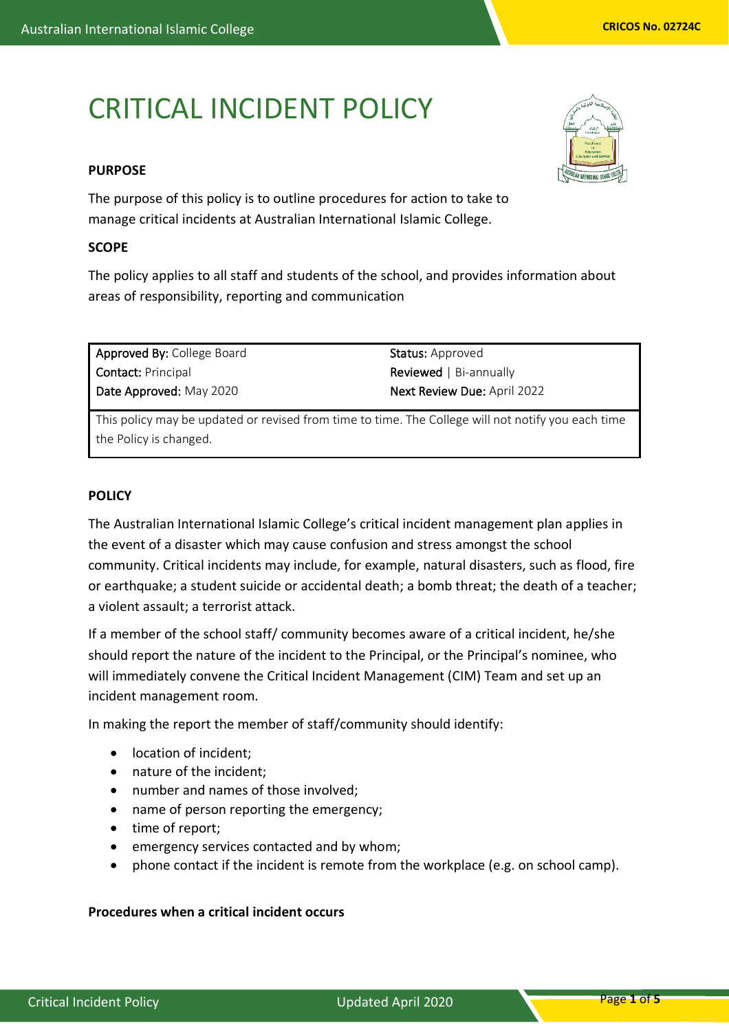# CRITICAL INCIDENT POLICY

**PURPOSE**

The purpose of this policy is to outline procedures for action to take to manage critical incidents at Australian International Islamic College.

**SCOPE**

The policy applies to all staff and students of the school, and provides information about areas of responsibility, reporting and communication

| | |
|---|---|
| **Approved By:** College Board | **Status:** Approved |
| **Contact:** Principal | **Reviewed** \| Bi-annually |
| **Date Approved:** May 2020 | **Next Review Due:** April 2022 |
| This policy may be updated or revised from time to time. The College will not notify you each time the Policy is changed. | |

**POLICY**

The Australian International Islamic College's critical incident management plan applies in the event of a disaster which may cause confusion and stress amongst the school community. Critical incidents may include, for example, natural disasters, such as flood, fire or earthquake; a student suicide or accidental death; a bomb threat; the death of a teacher; a violent assault; a terrorist attack.

If a member of the school staff/ community becomes aware of a critical incident, he/she should report the nature of the incident to the Principal, or the Principal's nominee, who will immediately convene the Critical Incident Management (CIM) Team and set up an incident management room.

In making the report the member of staff/community should identify:

- location of incident;
- nature of the incident;
- number and names of those involved;
- name of person reporting the emergency;
- time of report;
- emergency services contacted and by whom;
- phone contact if the incident is remote from the workplace (e.g. on school camp).

**Procedures when a critical incident occurs**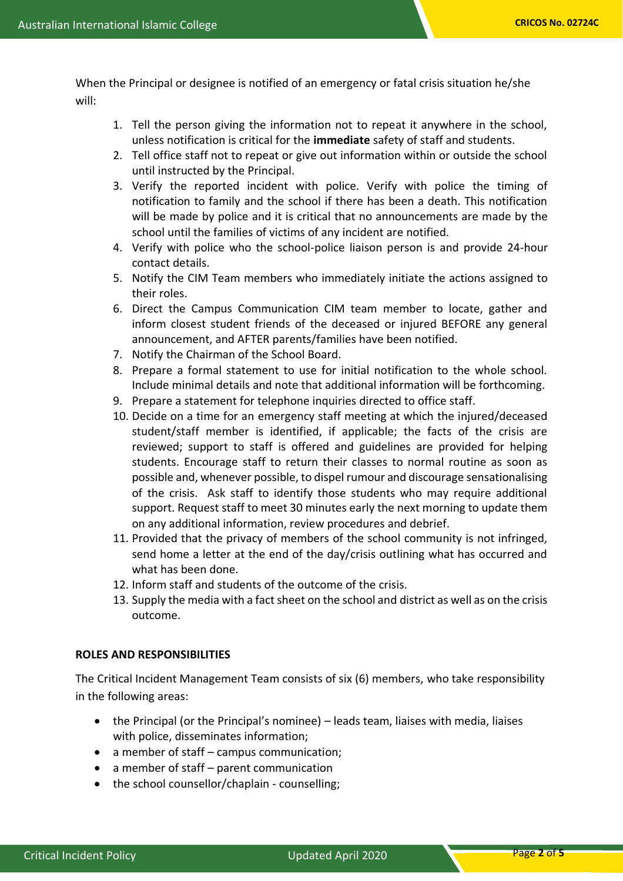When the Principal or designee is notified of an emergency or fatal crisis situation he/she will:

1. Tell the person giving the information not to repeat it anywhere in the school, unless notification is critical for the **immediate** safety of staff and students.
2. Tell office staff not to repeat or give out information within or outside the school until instructed by the Principal.
3. Verify the reported incident with police. Verify with police the timing of notification to family and the school if there has been a death. This notification will be made by police and it is critical that no announcements are made by the school until the families of victims of any incident are notified.
4. Verify with police who the school-police liaison person is and provide 24-hour contact details.
5. Notify the CIM Team members who immediately initiate the actions assigned to their roles.
6. Direct the Campus Communication CIM team member to locate, gather and inform closest student friends of the deceased or injured BEFORE any general announcement, and AFTER parents/families have been notified.
7. Notify the Chairman of the School Board.
8. Prepare a formal statement to use for initial notification to the whole school. Include minimal details and note that additional information will be forthcoming.
9. Prepare a statement for telephone inquiries directed to office staff.
10. Decide on a time for an emergency staff meeting at which the injured/deceased student/staff member is identified, if applicable; the facts of the crisis are reviewed; support to staff is offered and guidelines are provided for helping students. Encourage staff to return their classes to normal routine as soon as possible and, whenever possible, to dispel rumour and discourage sensationalising of the crisis. Ask staff to identify those students who may require additional support. Request staff to meet 30 minutes early the next morning to update them on any additional information, review procedures and debrief.
11. Provided that the privacy of members of the school community is not infringed, send home a letter at the end of the day/crisis outlining what has occurred and what has been done.
12. Inform staff and students of the outcome of the crisis.
13. Supply the media with a fact sheet on the school and district as well as on the crisis outcome.

**ROLES AND RESPONSIBILITIES**

The Critical Incident Management Team consists of six (6) members, who take responsibility in the following areas:

- the Principal (or the Principal's nominee) – leads team, liaises with media, liaises with police, disseminates information;
- a member of staff – campus communication;
- a member of staff – parent communication
- the school counsellor/chaplain - counselling;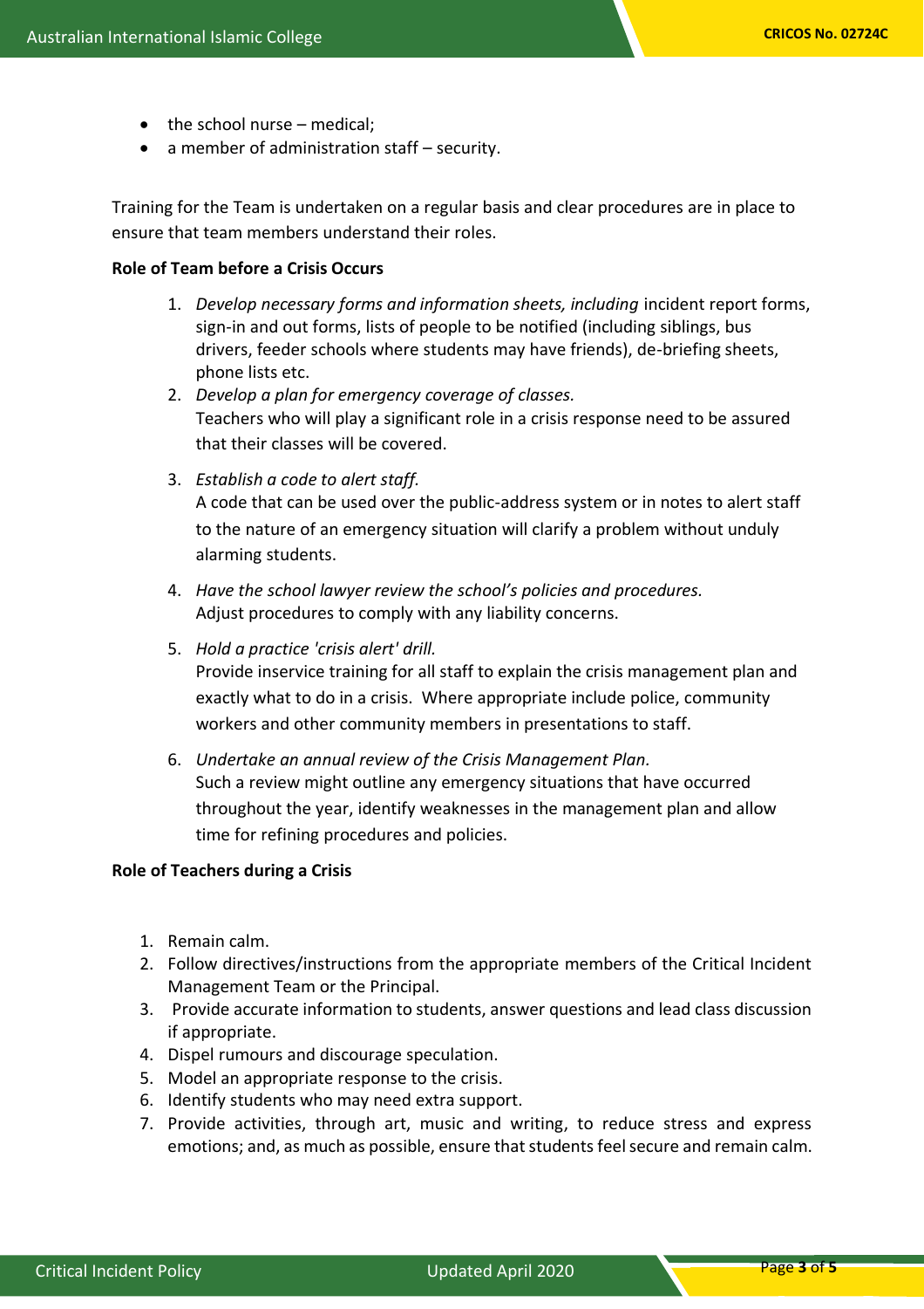- the school nurse – medical;
- a member of administration staff – security.

Training for the Team is undertaken on a regular basis and clear procedures are in place to ensure that team members understand their roles.

**Role of Team before a Crisis Occurs**

1. *Develop necessary forms and information sheets, including* incident report forms, sign-in and out forms, lists of people to be notified (including siblings, bus drivers, feeder schools where students may have friends), de-briefing sheets, phone lists etc.
2. *Develop a plan for emergency coverage of classes.*
   Teachers who will play a significant role in a crisis response need to be assured that their classes will be covered.
3. *Establish a code to alert staff.*
   A code that can be used over the public-address system or in notes to alert staff to the nature of an emergency situation will clarify a problem without unduly alarming students.
4. *Have the school lawyer review the school's policies and procedures.*
   Adjust procedures to comply with any liability concerns.
5. *Hold a practice 'crisis alert' drill.*
   Provide inservice training for all staff to explain the crisis management plan and exactly what to do in a crisis. Where appropriate include police, community workers and other community members in presentations to staff.
6. *Undertake an annual review of the Crisis Management Plan.*
   Such a review might outline any emergency situations that have occurred throughout the year, identify weaknesses in the management plan and allow time for refining procedures and policies.

**Role of Teachers during a Crisis**

1. Remain calm.
2. Follow directives/instructions from the appropriate members of the Critical Incident Management Team or the Principal.
3. Provide accurate information to students, answer questions and lead class discussion if appropriate.
4. Dispel rumours and discourage speculation.
5. Model an appropriate response to the crisis.
6. Identify students who may need extra support.
7. Provide activities, through art, music and writing, to reduce stress and express emotions; and, as much as possible, ensure that students feel secure and remain calm.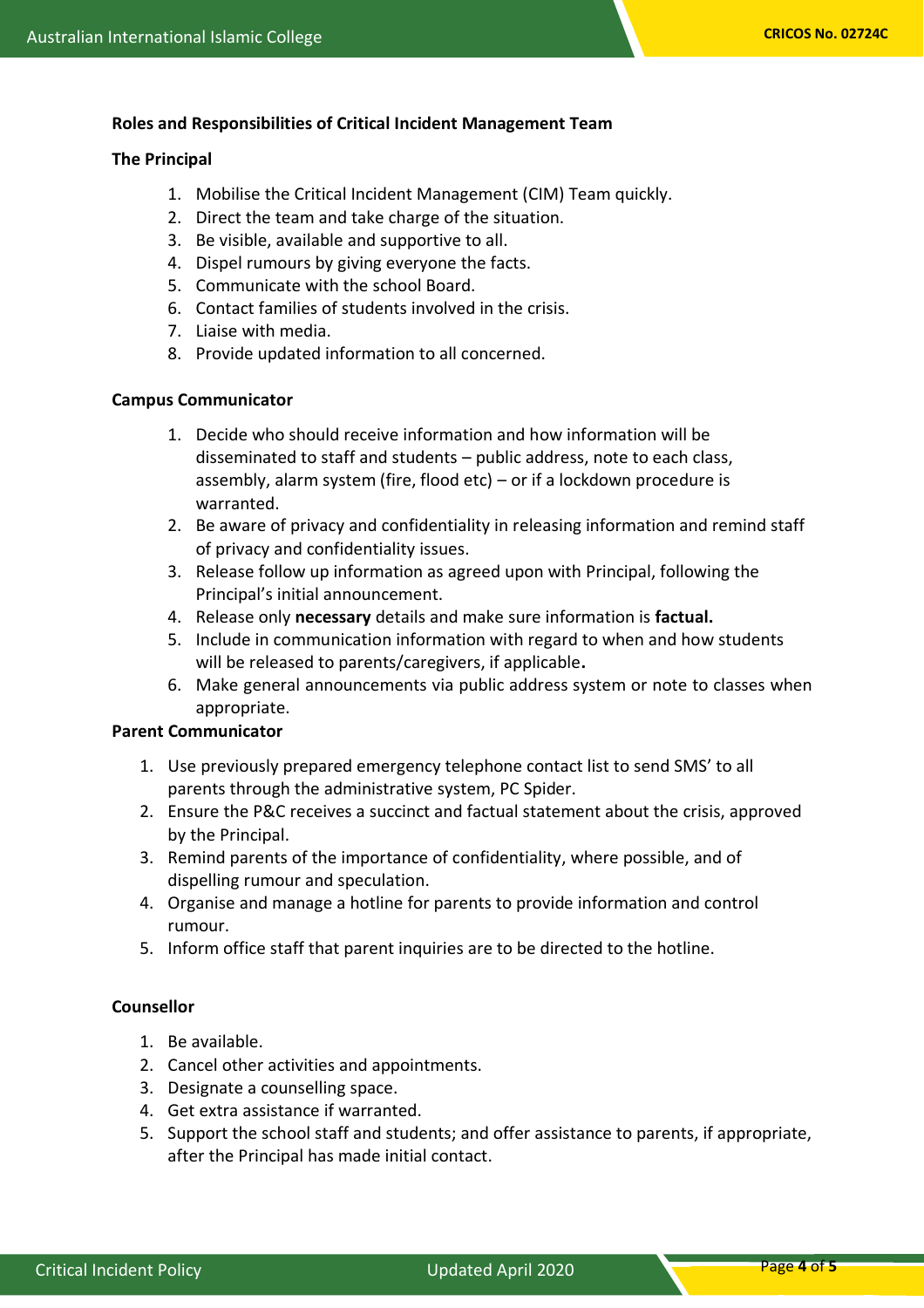**Roles and Responsibilities of Critical Incident Management Team**

**The Principal**

1. Mobilise the Critical Incident Management (CIM) Team quickly.
2. Direct the team and take charge of the situation.
3. Be visible, available and supportive to all.
4. Dispel rumours by giving everyone the facts.
5. Communicate with the school Board.
6. Contact families of students involved in the crisis.
7. Liaise with media.
8. Provide updated information to all concerned.

**Campus Communicator**

1. Decide who should receive information and how information will be disseminated to staff and students – public address, note to each class, assembly, alarm system (fire, flood etc) – or if a lockdown procedure is warranted.
2. Be aware of privacy and confidentiality in releasing information and remind staff of privacy and confidentiality issues.
3. Release follow up information as agreed upon with Principal, following the Principal's initial announcement.
4. Release only **necessary** details and make sure information is **factual.**
5. Include in communication information with regard to when and how students will be released to parents/caregivers, if applicable**.**
6. Make general announcements via public address system or note to classes when appropriate.

**Parent Communicator**

1. Use previously prepared emergency telephone contact list to send SMS' to all parents through the administrative system, PC Spider.
2. Ensure the P&C receives a succinct and factual statement about the crisis, approved by the Principal.
3. Remind parents of the importance of confidentiality, where possible, and of dispelling rumour and speculation.
4. Organise and manage a hotline for parents to provide information and control rumour.
5. Inform office staff that parent inquiries are to be directed to the hotline.

**Counsellor**

1. Be available.
2. Cancel other activities and appointments.
3. Designate a counselling space.
4. Get extra assistance if warranted.
5. Support the school staff and students; and offer assistance to parents, if appropriate, after the Principal has made initial contact.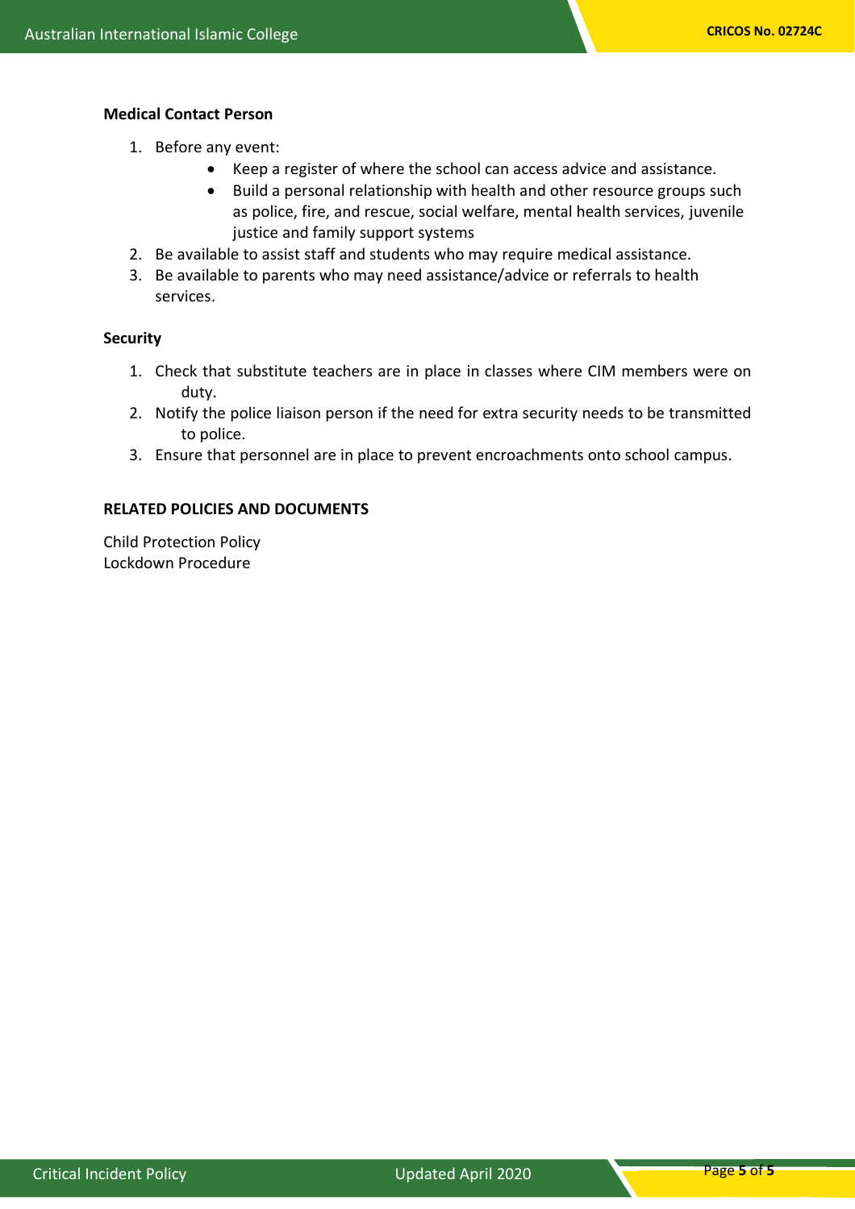**Medical Contact Person**

1. Before any event:
    - Keep a register of where the school can access advice and assistance.
    - Build a personal relationship with health and other resource groups such as police, fire, and rescue, social welfare, mental health services, juvenile justice and family support systems
2. Be available to assist staff and students who may require medical assistance.
3. Be available to parents who may need assistance/advice or referrals to health services.

**Security**

1. Check that substitute teachers are in place in classes where CIM members were on duty.
2. Notify the police liaison person if the need for extra security needs to be transmitted to police.
3. Ensure that personnel are in place to prevent encroachments onto school campus.

**RELATED POLICIES AND DOCUMENTS**

Child Protection Policy
Lockdown Procedure